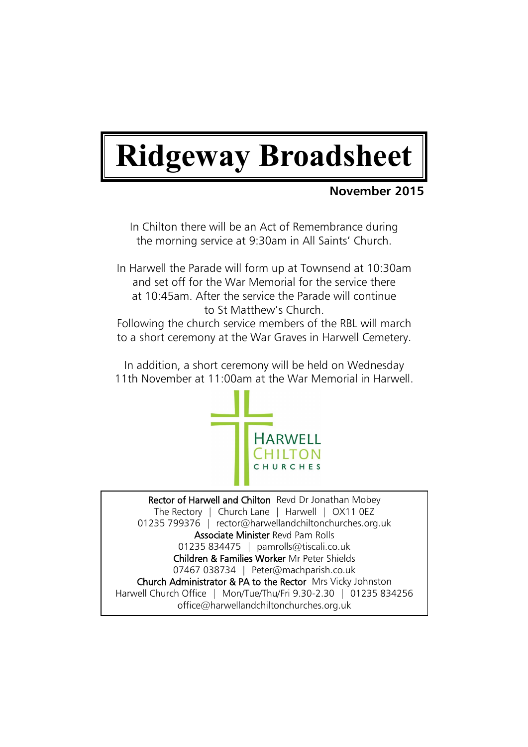# Ridgeway Broadsheet

**November 2015**

In Chilton there will be an Act of Remembrance during the morning service at 9:30am in All Saints' Church.

In Harwell the Parade will form up at Townsend at 10:30am and set off for the War Memorial for the service there at 10:45am. After the service the Parade will continue to St Matthew's Church.
Following the church service members of the RBL will march to a short ceremony at the War Graves in Harwell Cemetery.

In addition, a short ceremony will be held on Wednesday 11th November at 11:00am at the War Memorial in Harwell.

HARWELL CHILTON CHURCHES

**Rector of Harwell and Chilton** Revd Dr Jonathan Mobey
The Rectory | Church Lane | Harwell | OX11 0EZ
01235 799376 | rector@harwellandchiltonchurches.org.uk
**Associate Minister** Revd Pam Rolls
01235 834475 | pamrolls@tiscali.co.uk
**Children & Families Worker** Mr Peter Shields
07467 038734 | Peter@machparish.co.uk
**Church Administrator & PA to the Rector** Mrs Vicky Johnston
Harwell Church Office | Mon/Tue/Thu/Fri 9.30-2.30 | 01235 834256
office@harwellandchiltonchurches.org.uk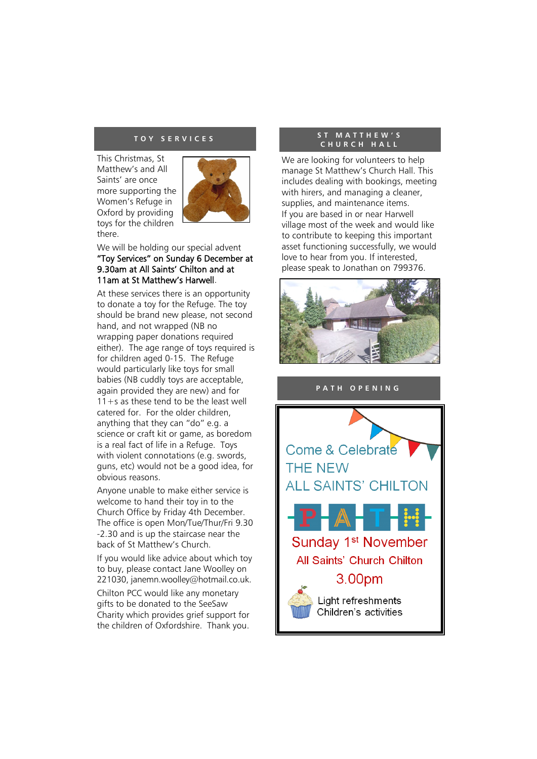## TOY SERVICES

This Christmas, St Matthew's and All Saints' are once more supporting the Women's Refuge in Oxford by providing toys for the children there.

We will be holding our special advent **"Toy Services" on Sunday 6 December at 9.30am at All Saints' Chilton and at 11am at St Matthew's Harwell**.

At these services there is an opportunity to donate a toy for the Refuge. The toy should be brand new please, not second hand, and not wrapped (NB no wrapping paper donations required either). The age range of toys required is for children aged 0-15. The Refuge would particularly like toys for small babies (NB cuddly toys are acceptable, again provided they are new) and for 11+s as these tend to be the least well catered for. For the older children, anything that they can "do" e.g. a science or craft kit or game, as boredom is a real fact of life in a Refuge. Toys with violent connotations (e.g. swords, guns, etc) would not be a good idea, for obvious reasons.

Anyone unable to make either service is welcome to hand their toy in to the Church Office by Friday 4th December. The office is open Mon/Tue/Thur/Fri 9.30 -2.30 and is up the staircase near the back of St Matthew's Church.

If you would like advice about which toy to buy, please contact Jane Woolley on 221030, janemn.woolley@hotmail.co.uk.

Chilton PCC would like any monetary gifts to be donated to the SeeSaw Charity which provides grief support for the children of Oxfordshire. Thank you.

## ST MATTHEW'S CHURCH HALL

We are looking for volunteers to help manage St Matthew's Church Hall. This includes dealing with bookings, meeting with hirers, and managing a cleaner, supplies, and maintenance items.

If you are based in or near Harwell village most of the week and would like to contribute to keeping this important asset functioning successfully, we would love to hear from you. If interested, please speak to Jonathan on 799376.

## PATH OPENING

Come & Celebrate
THE NEW
ALL SAINTS' CHILTON
PATH

Sunday 1st November
All Saints' Church Chilton
3.00pm

Light refreshments
Children's activities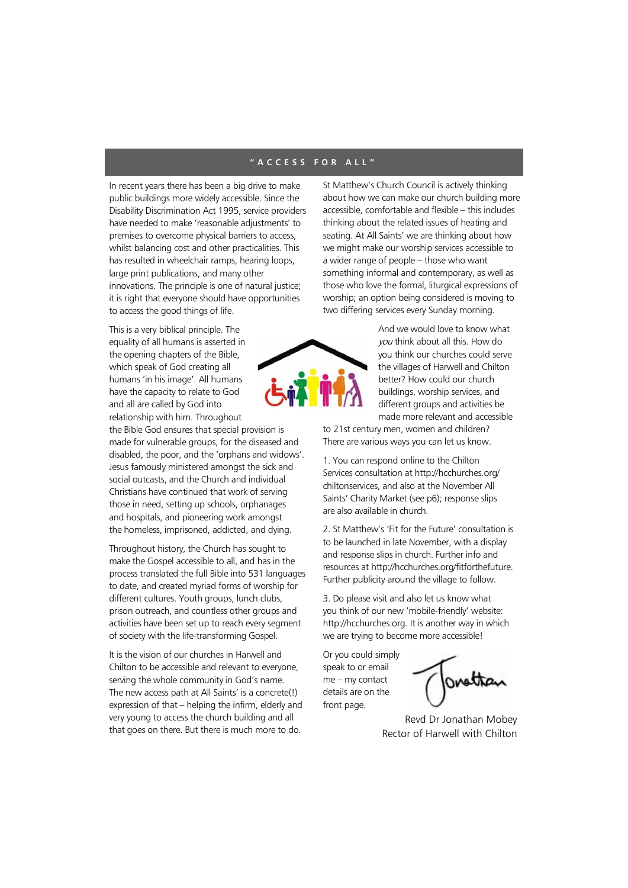## "ACCESS FOR ALL"

In recent years there has been a big drive to make public buildings more widely accessible. Since the Disability Discrimination Act 1995, service providers have needed to make 'reasonable adjustments' to premises to overcome physical barriers to access, whilst balancing cost and other practicalities. This has resulted in wheelchair ramps, hearing loops, large print publications, and many other innovations. The principle is one of natural justice; it is right that everyone should have opportunities to access the good things of life.

This is a very biblical principle. The equality of all humans is asserted in the opening chapters of the Bible, which speak of God creating all humans 'in his image'. All humans have the capacity to relate to God and all are called by God into relationship with him. Throughout the Bible God ensures that special provision is made for vulnerable groups, for the diseased and disabled, the poor, and the 'orphans and widows'. Jesus famously ministered amongst the sick and social outcasts, and the Church and individual Christians have continued that work of serving those in need, setting up schools, orphanages and hospitals, and pioneering work amongst the homeless, imprisoned, addicted, and dying.

Throughout history, the Church has sought to make the Gospel accessible to all, and has in the process translated the full Bible into 531 languages to date, and created myriad forms of worship for different cultures. Youth groups, lunch clubs, prison outreach, and countless other groups and activities have been set up to reach every segment of society with the life-transforming Gospel.

It is the vision of our churches in Harwell and Chilton to be accessible and relevant to everyone, serving the whole community in God's name. The new access path at All Saints' is a concrete(!) expression of that – helping the infirm, elderly and very young to access the church building and all that goes on there. But there is much more to do.

St Matthew's Church Council is actively thinking about how we can make our church building more accessible, comfortable and flexible – this includes thinking about the related issues of heating and seating. At All Saints' we are thinking about how we might make our worship services accessible to a wider range of people – those who want something informal and contemporary, as well as those who love the formal, liturgical expressions of worship; an option being considered is moving to two differing services every Sunday morning.

And we would love to know what *you* think about all this. How do you think our churches could serve the villages of Harwell and Chilton better? How could our church buildings, worship services, and different groups and activities be made more relevant and accessible to 21st century men, women and children? There are various ways you can let us know.

1. You can respond online to the Chilton Services consultation at http://hcchurches.org/chiltonservices, and also at the November All Saints' Charity Market (see p6); response slips are also available in church.

2. St Matthew's 'Fit for the Future' consultation is to be launched in late November, with a display and response slips in church. Further info and resources at http://hcchurches.org/fitforthefuture. Further publicity around the village to follow.

3. Do please visit and also let us know what you think of our new 'mobile-friendly' website: http://hcchurches.org. It is another way in which we are trying to become more accessible!

Or you could simply speak to or email me – my contact details are on the front page.

Jonathan

Revd Dr Jonathan Mobey
Rector of Harwell with Chilton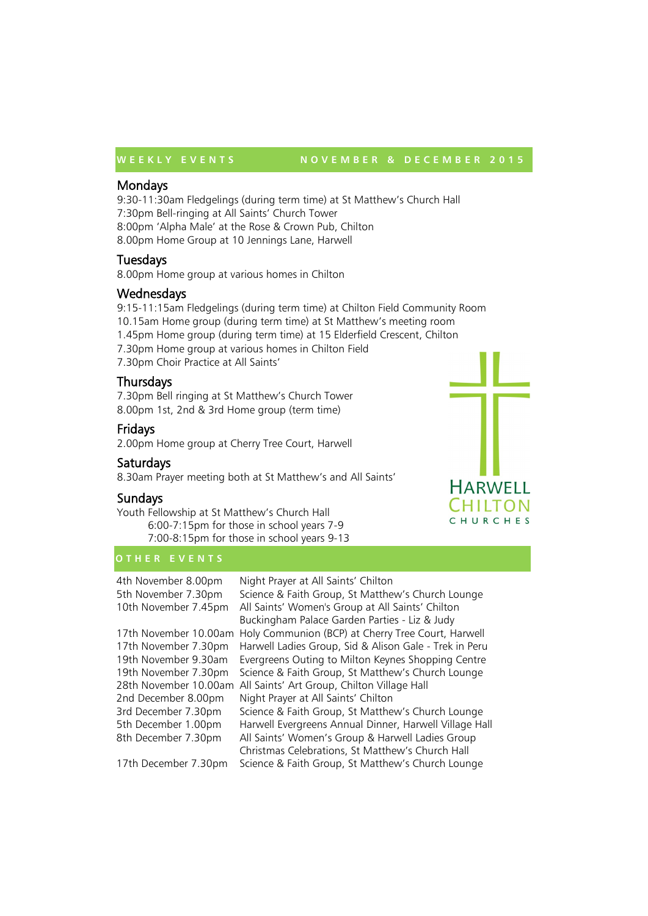## WEEKLY EVENTS — NOVEMBER & DECEMBER 2015

### Mondays

9:30-11:30am Fledgelings (during term time) at St Matthew's Church Hall
7:30pm Bell-ringing at All Saints' Church Tower
8:00pm 'Alpha Male' at the Rose & Crown Pub, Chilton
8.00pm Home Group at 10 Jennings Lane, Harwell

### Tuesdays

8.00pm Home group at various homes in Chilton

### Wednesdays

9:15-11:15am Fledgelings (during term time) at Chilton Field Community Room
10.15am Home group (during term time) at St Matthew's meeting room
1.45pm Home group (during term time) at 15 Elderfield Crescent, Chilton
7.30pm Home group at various homes in Chilton Field
7.30pm Choir Practice at All Saints'

### Thursdays

7.30pm Bell ringing at St Matthew's Church Tower
8.00pm 1st, 2nd & 3rd Home group (term time)

### Fridays

2.00pm Home group at Cherry Tree Court, Harwell

### Saturdays

8.30am Prayer meeting both at St Matthew's and All Saints'

### Sundays

Youth Fellowship at St Matthew's Church Hall
- 6:00-7:15pm for those in school years 7-9
- 7:00-8:15pm for those in school years 9-13

HARWELL CHILTON CHURCHES

## OTHER EVENTS

| | |
|---|---|
| 4th November 8.00pm | Night Prayer at All Saints' Chilton |
| 5th November 7.30pm | Science & Faith Group, St Matthew's Church Lounge |
| 10th November 7.45pm | All Saints' Women's Group at All Saints' Chilton Buckingham Palace Garden Parties - Liz & Judy |
| 17th November 10.00am | Holy Communion (BCP) at Cherry Tree Court, Harwell |
| 17th November 7.30pm | Harwell Ladies Group, Sid & Alison Gale - Trek in Peru |
| 19th November 9.30am | Evergreens Outing to Milton Keynes Shopping Centre |
| 19th November 7.30pm | Science & Faith Group, St Matthew's Church Lounge |
| 28th November 10.00am | All Saints' Art Group, Chilton Village Hall |
| 2nd December 8.00pm | Night Prayer at All Saints' Chilton |
| 3rd December 7.30pm | Science & Faith Group, St Matthew's Church Lounge |
| 5th December 1.00pm | Harwell Evergreens Annual Dinner, Harwell Village Hall |
| 8th December 7.30pm | All Saints' Women's Group & Harwell Ladies Group Christmas Celebrations, St Matthew's Church Hall |
| 17th December 7.30pm | Science & Faith Group, St Matthew's Church Lounge |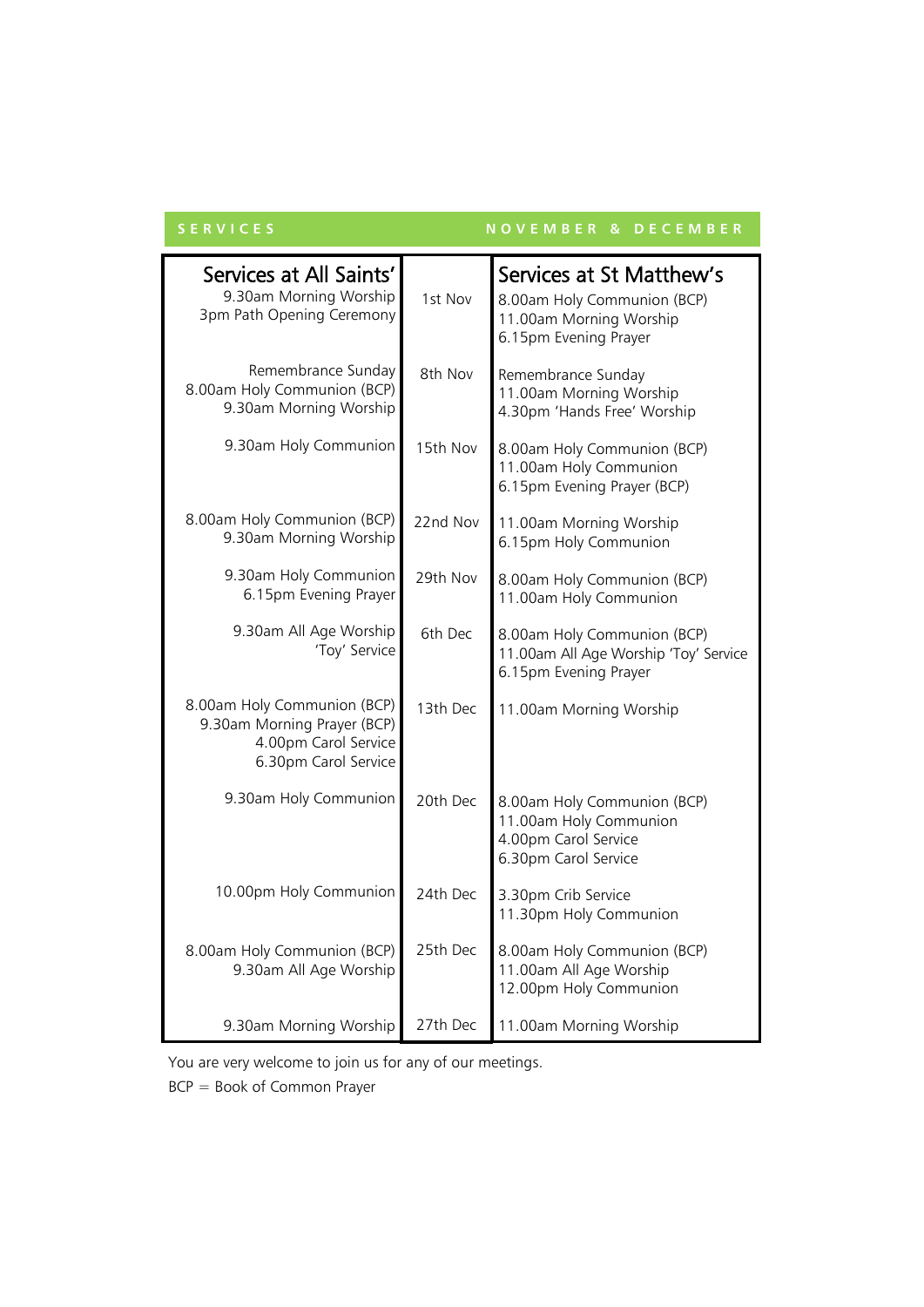**SERVICES** — **NOVEMBER & DECEMBER**

| Services at All Saints' | | Services at St Matthew's |
|---|---|---|
| 9.30am Morning Worship<br>3pm Path Opening Ceremony | 1st Nov | 8.00am Holy Communion (BCP)<br>11.00am Morning Worship<br>6.15pm Evening Prayer |
| Remembrance Sunday<br>8.00am Holy Communion (BCP)<br>9.30am Morning Worship | 8th Nov | Remembrance Sunday<br>11.00am Morning Worship<br>4.30pm 'Hands Free' Worship |
| 9.30am Holy Communion | 15th Nov | 8.00am Holy Communion (BCP)<br>11.00am Holy Communion<br>6.15pm Evening Prayer (BCP) |
| 8.00am Holy Communion (BCP)<br>9.30am Morning Worship | 22nd Nov | 11.00am Morning Worship<br>6.15pm Holy Communion |
| 9.30am Holy Communion<br>6.15pm Evening Prayer | 29th Nov | 8.00am Holy Communion (BCP)<br>11.00am Holy Communion |
| 9.30am All Age Worship<br>'Toy' Service | 6th Dec | 8.00am Holy Communion (BCP)<br>11.00am All Age Worship 'Toy' Service<br>6.15pm Evening Prayer |
| 8.00am Holy Communion (BCP)<br>9.30am Morning Prayer (BCP)<br>4.00pm Carol Service<br>6.30pm Carol Service | 13th Dec | 11.00am Morning Worship |
| 9.30am Holy Communion | 20th Dec | 8.00am Holy Communion (BCP)<br>11.00am Holy Communion<br>4.00pm Carol Service<br>6.30pm Carol Service |
| 10.00pm Holy Communion | 24th Dec | 3.30pm Crib Service<br>11.30pm Holy Communion |
| 8.00am Holy Communion (BCP)<br>9.30am All Age Worship | 25th Dec | 8.00am Holy Communion (BCP)<br>11.00am All Age Worship<br>12.00pm Holy Communion |
| 9.30am Morning Worship | 27th Dec | 11.00am Morning Worship |

You are very welcome to join us for any of our meetings.

BCP = Book of Common Prayer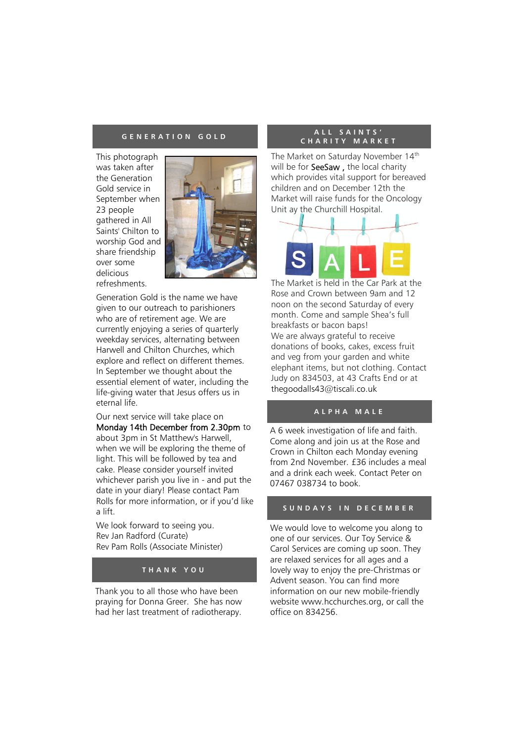## GENERATION GOLD

This photograph was taken after the Generation Gold service in September when 23 people gathered in All Saints' Chilton to worship God and share friendship over some delicious refreshments.

Generation Gold is the name we have given to our outreach to parishioners who are of retirement age. We are currently enjoying a series of quarterly weekday services, alternating between Harwell and Chilton Churches, which explore and reflect on different themes. In September we thought about the essential element of water, including the life-giving water that Jesus offers us in eternal life.

Our next service will take place on Monday 14th December from 2.30pm to about 3pm in St Matthew's Harwell, when we will be exploring the theme of light. This will be followed by tea and cake. Please consider yourself invited whichever parish you live in - and put the date in your diary! Please contact Pam Rolls for more information, or if you'd like a lift.

We look forward to seeing you.
Rev Jan Radford (Curate)
Rev Pam Rolls (Associate Minister)

## THANK YOU

Thank you to all those who have been praying for Donna Greer. She has now had her last treatment of radiotherapy.

## ALL SAINTS' CHARITY MARKET

The Market on Saturday November 14th will be for SeeSaw , the local charity which provides vital support for bereaved children and on December 12th the Market will raise funds for the Oncology Unit ay the Churchill Hospital.

The Market is held in the Car Park at the Rose and Crown between 9am and 12 noon on the second Saturday of every month. Come and sample Shea's full breakfasts or bacon baps!
We are always grateful to receive donations of books, cakes, excess fruit and veg from your garden and white elephant items, but not clothing. Contact Judy on 834503, at 43 Crafts End or at thegoodalls43@tiscali.co.uk

## ALPHA MALE

A 6 week investigation of life and faith. Come along and join us at the Rose and Crown in Chilton each Monday evening from 2nd November. £36 includes a meal and a drink each week. Contact Peter on 07467 038734 to book.

## SUNDAYS IN DECEMBER

We would love to welcome you along to one of our services. Our Toy Service & Carol Services are coming up soon. They are relaxed services for all ages and a lovely way to enjoy the pre-Christmas or Advent season. You can find more information on our new mobile-friendly website www.hcchurches.org, or call the office on 834256.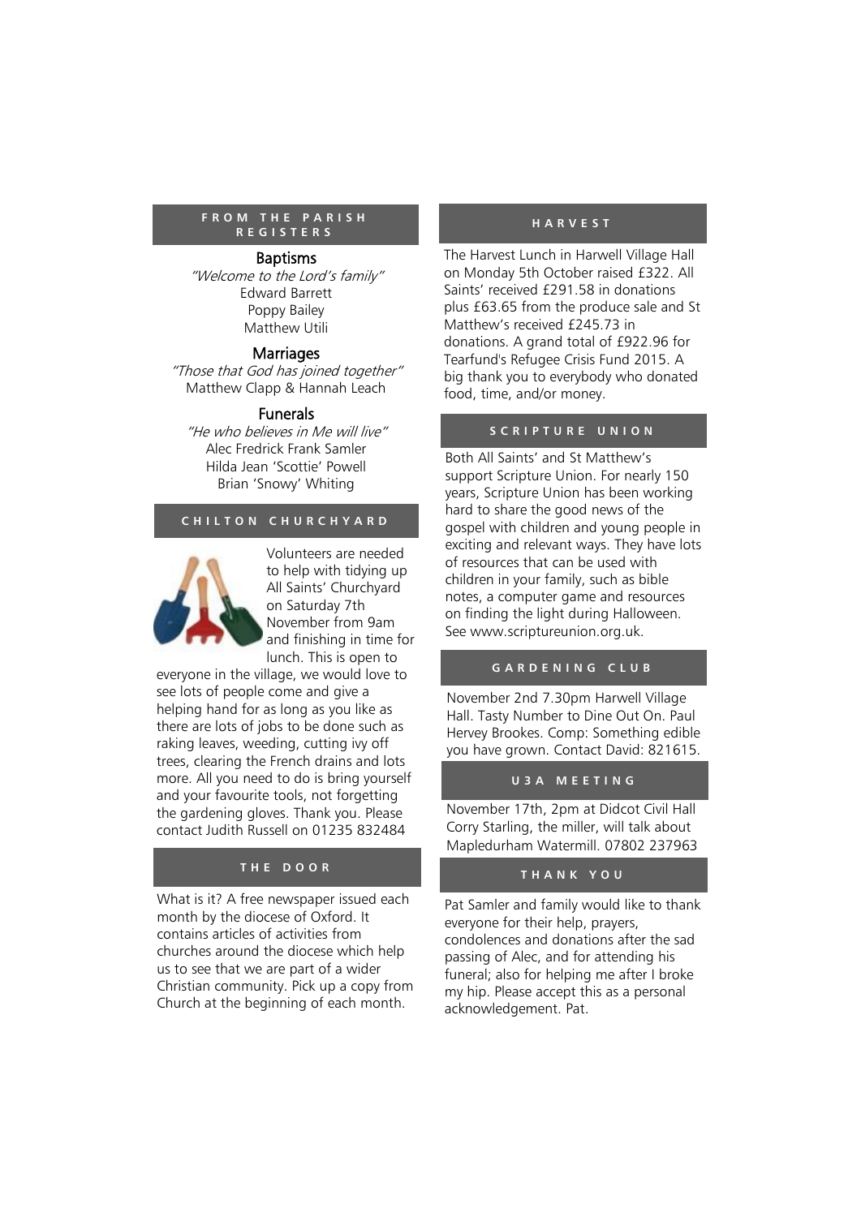## FROM THE PARISH REGISTERS

### Baptisms

*"Welcome to the Lord's family"*

Edward Barrett
Poppy Bailey
Matthew Utili

### Marriages

*"Those that God has joined together"*

Matthew Clapp & Hannah Leach

### Funerals

*"He who believes in Me will live"*

Alec Fredrick Frank Samler
Hilda Jean 'Scottie' Powell
Brian 'Snowy' Whiting

## CHILTON CHURCHYARD

Volunteers are needed to help with tidying up All Saints' Churchyard on Saturday 7th November from 9am and finishing in time for lunch. This is open to everyone in the village, we would love to see lots of people come and give a helping hand for as long as you like as there are lots of jobs to be done such as raking leaves, weeding, cutting ivy off trees, clearing the French drains and lots more. All you need to do is bring yourself and your favourite tools, not forgetting the gardening gloves. Thank you. Please contact Judith Russell on 01235 832484

## THE DOOR

What is it? A free newspaper issued each month by the diocese of Oxford. It contains articles of activities from churches around the diocese which help us to see that we are part of a wider Christian community. Pick up a copy from Church at the beginning of each month.

## HARVEST

The Harvest Lunch in Harwell Village Hall on Monday 5th October raised £322. All Saints' received £291.58 in donations plus £63.65 from the produce sale and St Matthew's received £245.73 in donations. A grand total of £922.96 for Tearfund's Refugee Crisis Fund 2015. A big thank you to everybody who donated food, time, and/or money.

## SCRIPTURE UNION

Both All Saints' and St Matthew's support Scripture Union. For nearly 150 years, Scripture Union has been working hard to share the good news of the gospel with children and young people in exciting and relevant ways. They have lots of resources that can be used with children in your family, such as bible notes, a computer game and resources on finding the light during Halloween. See www.scriptureunion.org.uk.

## GARDENING CLUB

November 2nd 7.30pm Harwell Village Hall. Tasty Number to Dine Out On. Paul Hervey Brookes. Comp: Something edible you have grown. Contact David: 821615.

## U3A MEETING

November 17th, 2pm at Didcot Civil Hall Corry Starling, the miller, will talk about Mapledurham Watermill. 07802 237963

## THANK YOU

Pat Samler and family would like to thank everyone for their help, prayers, condolences and donations after the sad passing of Alec, and for attending his funeral; also for helping me after I broke my hip. Please accept this as a personal acknowledgement. Pat.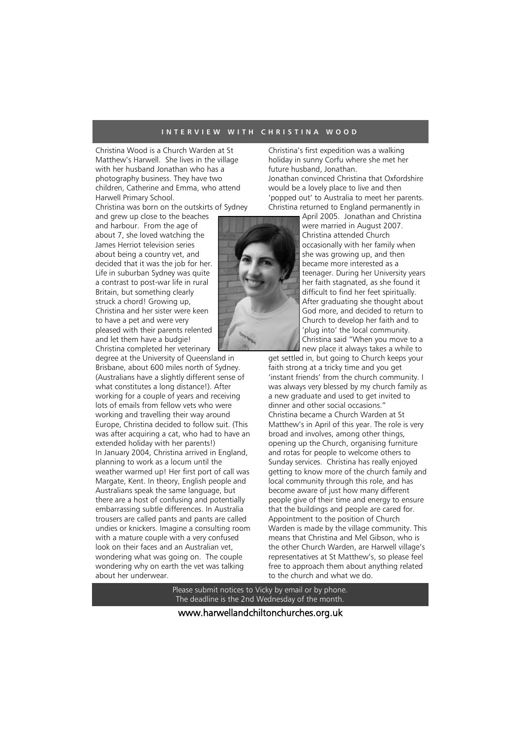## INTERVIEW WITH CHRISTINA WOOD

Christina Wood is a Church Warden at St Matthew's Harwell. She lives in the village with her husband Jonathan who has a photography business. They have two children, Catherine and Emma, who attend Harwell Primary School.

Christina was born on the outskirts of Sydney and grew up close to the beaches and harbour. From the age of about 7, she loved watching the James Herriot television series about being a country vet, and decided that it was the job for her. Life in suburban Sydney was quite a contrast to post-war life in rural Britain, but something clearly struck a chord! Growing up, Christina and her sister were keen to have a pet and were very pleased with their parents relented and let them have a budgie!

Christina completed her veterinary degree at the University of Queensland in Brisbane, about 600 miles north of Sydney. (Australians have a slightly different sense of what constitutes a long distance!). After working for a couple of years and receiving lots of emails from fellow vets who were working and travelling their way around Europe, Christina decided to follow suit. (This was after acquiring a cat, who had to have an extended holiday with her parents!)

In January 2004, Christina arrived in England, planning to work as a locum until the weather warmed up! Her first port of call was Margate, Kent. In theory, English people and Australians speak the same language, but there are a host of confusing and potentially embarrassing subtle differences. In Australia trousers are called pants and pants are called undies or knickers. Imagine a consulting room with a mature couple with a very confused look on their faces and an Australian vet, wondering what was going on. The couple wondering why on earth the vet was talking about her underwear.

Christina's first expedition was a walking holiday in sunny Corfu where she met her future husband, Jonathan.

Jonathan convinced Christina that Oxfordshire would be a lovely place to live and then 'popped out' to Australia to meet her parents. Christina returned to England permanently in April 2005. Jonathan and Christina were married in August 2007.

Christina attended Church occasionally with her family when she was growing up, and then became more interested as a teenager. During her University years her faith stagnated, as she found it difficult to find her feet spiritually. After graduating she thought about God more, and decided to return to Church to develop her faith and to 'plug into' the local community. Christina said "When you move to a new place it always takes a while to get settled in, but going to Church keeps your faith strong at a tricky time and you get 'instant friends' from the church community. I was always very blessed by my church family as a new graduate and used to get invited to dinner and other social occasions."

Christina became a Church Warden at St Matthew's in April of this year. The role is very broad and involves, among other things, opening up the Church, organising furniture and rotas for people to welcome others to Sunday services. Christina has really enjoyed getting to know more of the church family and local community through this role, and has become aware of just how many different people give of their time and energy to ensure that the buildings and people are cared for.

Appointment to the position of Church Warden is made by the village community. This means that Christina and Mel Gibson, who is the other Church Warden, are Harwell village's representatives at St Matthew's, so please feel free to approach them about anything related to the church and what we do.

Please submit notices to Vicky by email or by phone.
The deadline is the 2nd Wednesday of the month.

www.harwellandchiltonchurches.org.uk